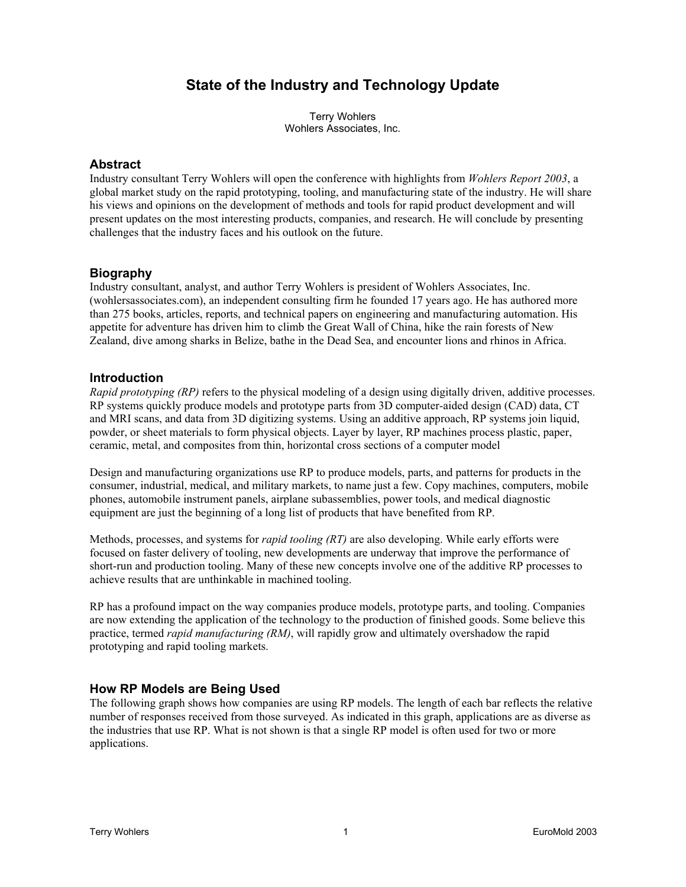# State of the Industry and Technology Update

Terry Wohlers
Wohlers Associates, Inc.

## Abstract

Industry consultant Terry Wohlers will open the conference with highlights from *Wohlers Report 2003*, a global market study on the rapid prototyping, tooling, and manufacturing state of the industry. He will share his views and opinions on the development of methods and tools for rapid product development and will present updates on the most interesting products, companies, and research. He will conclude by presenting challenges that the industry faces and his outlook on the future.

## Biography

Industry consultant, analyst, and author Terry Wohlers is president of Wohlers Associates, Inc. (wohlersassociates.com), an independent consulting firm he founded 17 years ago. He has authored more than 275 books, articles, reports, and technical papers on engineering and manufacturing automation. His appetite for adventure has driven him to climb the Great Wall of China, hike the rain forests of New Zealand, dive among sharks in Belize, bathe in the Dead Sea, and encounter lions and rhinos in Africa.

## Introduction

*Rapid prototyping (RP)* refers to the physical modeling of a design using digitally driven, additive processes. RP systems quickly produce models and prototype parts from 3D computer-aided design (CAD) data, CT and MRI scans, and data from 3D digitizing systems. Using an additive approach, RP systems join liquid, powder, or sheet materials to form physical objects. Layer by layer, RP machines process plastic, paper, ceramic, metal, and composites from thin, horizontal cross sections of a computer model

Design and manufacturing organizations use RP to produce models, parts, and patterns for products in the consumer, industrial, medical, and military markets, to name just a few. Copy machines, computers, mobile phones, automobile instrument panels, airplane subassemblies, power tools, and medical diagnostic equipment are just the beginning of a long list of products that have benefited from RP.

Methods, processes, and systems for *rapid tooling (RT)* are also developing. While early efforts were focused on faster delivery of tooling, new developments are underway that improve the performance of short-run and production tooling. Many of these new concepts involve one of the additive RP processes to achieve results that are unthinkable in machined tooling.

RP has a profound impact on the way companies produce models, prototype parts, and tooling. Companies are now extending the application of the technology to the production of finished goods. Some believe this practice, termed *rapid manufacturing (RM)*, will rapidly grow and ultimately overshadow the rapid prototyping and rapid tooling markets.

## How RP Models are Being Used

The following graph shows how companies are using RP models. The length of each bar reflects the relative number of responses received from those surveyed. As indicated in this graph, applications are as diverse as the industries that use RP. What is not shown is that a single RP model is often used for two or more applications.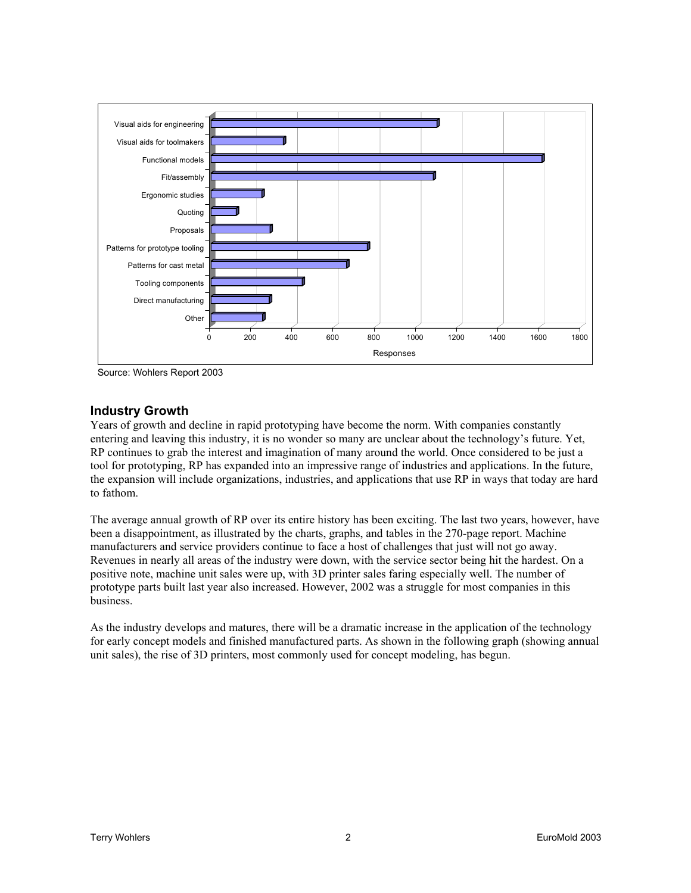Source: Wohlers Report 2003

## Industry Growth

Years of growth and decline in rapid prototyping have become the norm. With companies constantly entering and leaving this industry, it is no wonder so many are unclear about the technology's future. Yet, RP continues to grab the interest and imagination of many around the world. Once considered to be just a tool for prototyping, RP has expanded into an impressive range of industries and applications. In the future, the expansion will include organizations, industries, and applications that use RP in ways that today are hard to fathom.

The average annual growth of RP over its entire history has been exciting. The last two years, however, have been a disappointment, as illustrated by the charts, graphs, and tables in the 270-page report. Machine manufacturers and service providers continue to face a host of challenges that just will not go away. Revenues in nearly all areas of the industry were down, with the service sector being hit the hardest. On a positive note, machine unit sales were up, with 3D printer sales faring especially well. The number of prototype parts built last year also increased. However, 2002 was a struggle for most companies in this business.

As the industry develops and matures, there will be a dramatic increase in the application of the technology for early concept models and finished manufactured parts. As shown in the following graph (showing annual unit sales), the rise of 3D printers, most commonly used for concept modeling, has begun.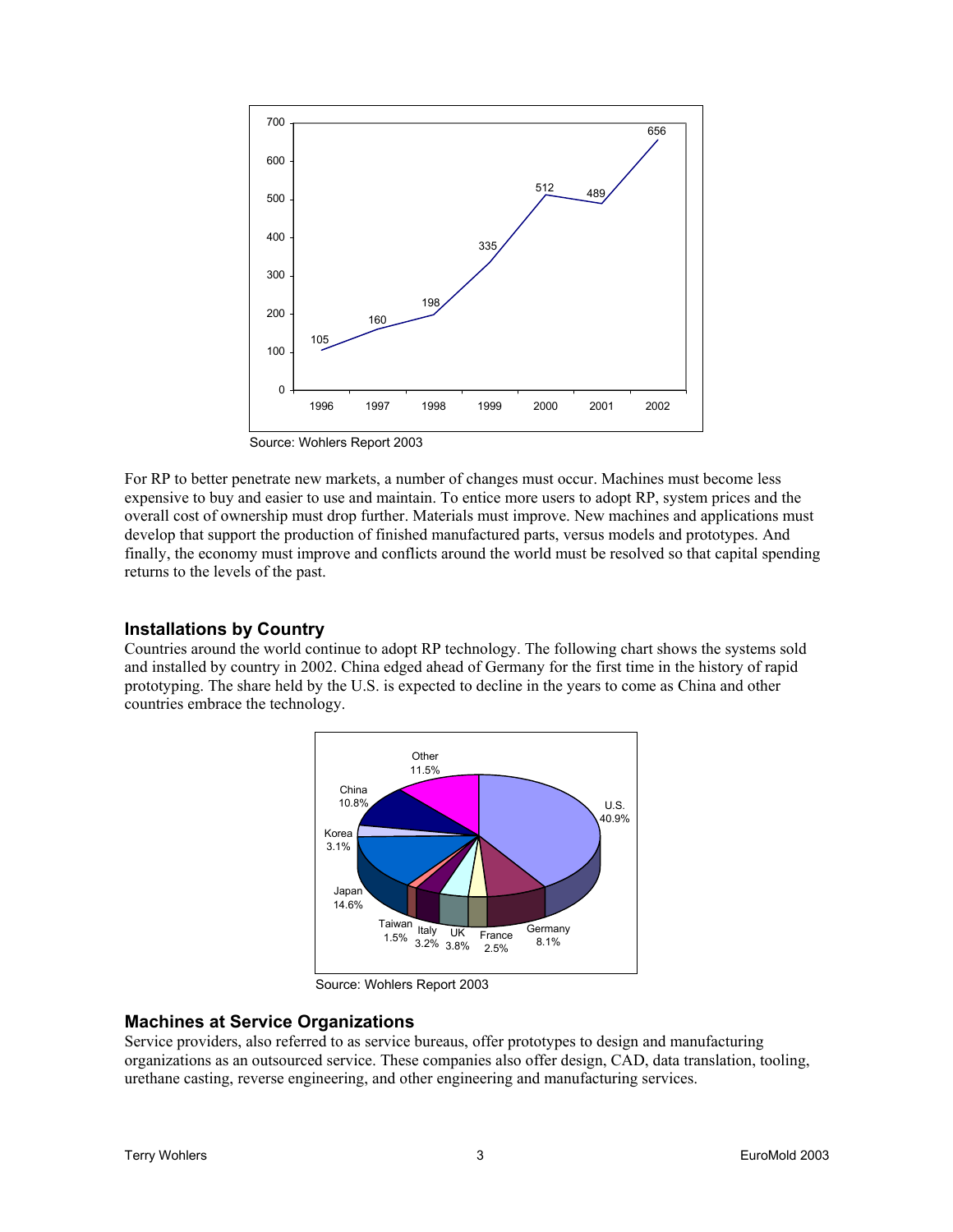Source: Wohlers Report 2003

For RP to better penetrate new markets, a number of changes must occur. Machines must become less expensive to buy and easier to use and maintain. To entice more users to adopt RP, system prices and the overall cost of ownership must drop further. Materials must improve. New machines and applications must develop that support the production of finished manufactured parts, versus models and prototypes. And finally, the economy must improve and conflicts around the world must be resolved so that capital spending returns to the levels of the past.

## Installations by Country

Countries around the world continue to adopt RP technology. The following chart shows the systems sold and installed by country in 2002. China edged ahead of Germany for the first time in the history of rapid prototyping. The share held by the U.S. is expected to decline in the years to come as China and other countries embrace the technology.

Source: Wohlers Report 2003

## Machines at Service Organizations

Service providers, also referred to as service bureaus, offer prototypes to design and manufacturing organizations as an outsourced service. These companies also offer design, CAD, data translation, tooling, urethane casting, reverse engineering, and other engineering and manufacturing services.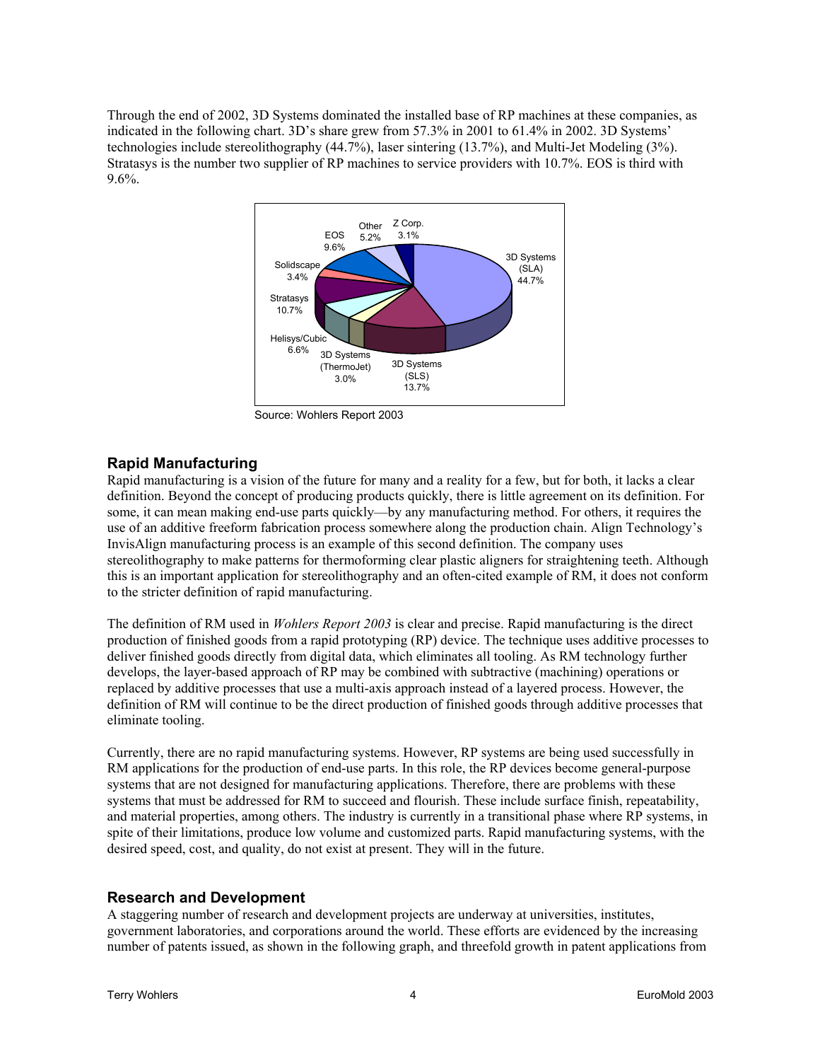Through the end of 2002, 3D Systems dominated the installed base of RP machines at these companies, as indicated in the following chart. 3D's share grew from 57.3% in 2001 to 61.4% in 2002. 3D Systems' technologies include stereolithography (44.7%), laser sintering (13.7%), and Multi-Jet Modeling (3%). Stratasys is the number two supplier of RP machines to service providers with 10.7%. EOS is third with 9.6%.

Source: Wohlers Report 2003

## Rapid Manufacturing

Rapid manufacturing is a vision of the future for many and a reality for a few, but for both, it lacks a clear definition. Beyond the concept of producing products quickly, there is little agreement on its definition. For some, it can mean making end-use parts quickly—by any manufacturing method. For others, it requires the use of an additive freeform fabrication process somewhere along the production chain. Align Technology's InvisAlign manufacturing process is an example of this second definition. The company uses stereolithography to make patterns for thermoforming clear plastic aligners for straightening teeth. Although this is an important application for stereolithography and an often-cited example of RM, it does not conform to the stricter definition of rapid manufacturing.

The definition of RM used in *Wohlers Report 2003* is clear and precise. Rapid manufacturing is the direct production of finished goods from a rapid prototyping (RP) device. The technique uses additive processes to deliver finished goods directly from digital data, which eliminates all tooling. As RM technology further develops, the layer-based approach of RP may be combined with subtractive (machining) operations or replaced by additive processes that use a multi-axis approach instead of a layered process. However, the definition of RM will continue to be the direct production of finished goods through additive processes that eliminate tooling.

Currently, there are no rapid manufacturing systems. However, RP systems are being used successfully in RM applications for the production of end-use parts. In this role, the RP devices become general-purpose systems that are not designed for manufacturing applications. Therefore, there are problems with these systems that must be addressed for RM to succeed and flourish. These include surface finish, repeatability, and material properties, among others. The industry is currently in a transitional phase where RP systems, in spite of their limitations, produce low volume and customized parts. Rapid manufacturing systems, with the desired speed, cost, and quality, do not exist at present. They will in the future.

## Research and Development

A staggering number of research and development projects are underway at universities, institutes, government laboratories, and corporations around the world. These efforts are evidenced by the increasing number of patents issued, as shown in the following graph, and threefold growth in patent applications from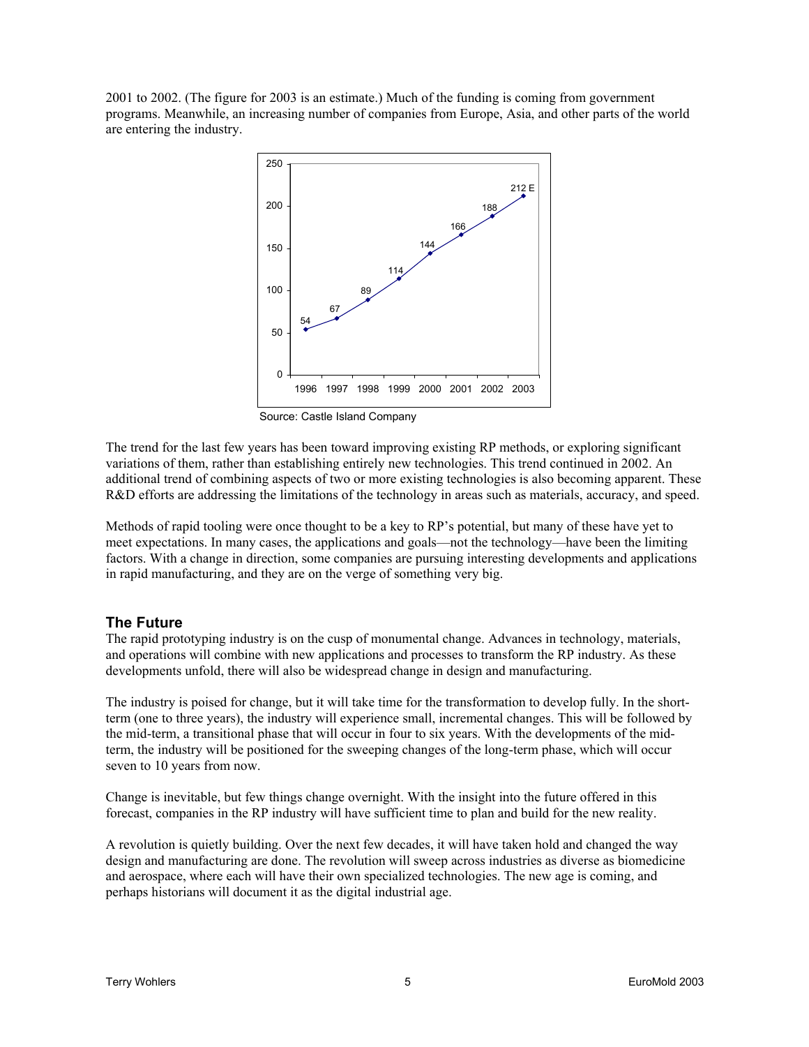2001 to 2002. (The figure for 2003 is an estimate.) Much of the funding is coming from government programs. Meanwhile, an increasing number of companies from Europe, Asia, and other parts of the world are entering the industry.

250
200
150
100
50
0

54
67
89
114
144
166
188
212 E

1996 1997 1998 1999 2000 2001 2002 2003

Source: Castle Island Company

The trend for the last few years has been toward improving existing RP methods, or exploring significant variations of them, rather than establishing entirely new technologies. This trend continued in 2002. An additional trend of combining aspects of two or more existing technologies is also becoming apparent. These R&D efforts are addressing the limitations of the technology in areas such as materials, accuracy, and speed.

Methods of rapid tooling were once thought to be a key to RP's potential, but many of these have yet to meet expectations. In many cases, the applications and goals—not the technology—have been the limiting factors. With a change in direction, some companies are pursuing interesting developments and applications in rapid manufacturing, and they are on the verge of something very big.

## The Future

The rapid prototyping industry is on the cusp of monumental change. Advances in technology, materials, and operations will combine with new applications and processes to transform the RP industry. As these developments unfold, there will also be widespread change in design and manufacturing.

The industry is poised for change, but it will take time for the transformation to develop fully. In the short-term (one to three years), the industry will experience small, incremental changes. This will be followed by the mid-term, a transitional phase that will occur in four to six years. With the developments of the mid-term, the industry will be positioned for the sweeping changes of the long-term phase, which will occur seven to 10 years from now.

Change is inevitable, but few things change overnight. With the insight into the future offered in this forecast, companies in the RP industry will have sufficient time to plan and build for the new reality.

A revolution is quietly building. Over the next few decades, it will have taken hold and changed the way design and manufacturing are done. The revolution will sweep across industries as diverse as biomedicine and aerospace, where each will have their own specialized technologies. The new age is coming, and perhaps historians will document it as the digital industrial age.